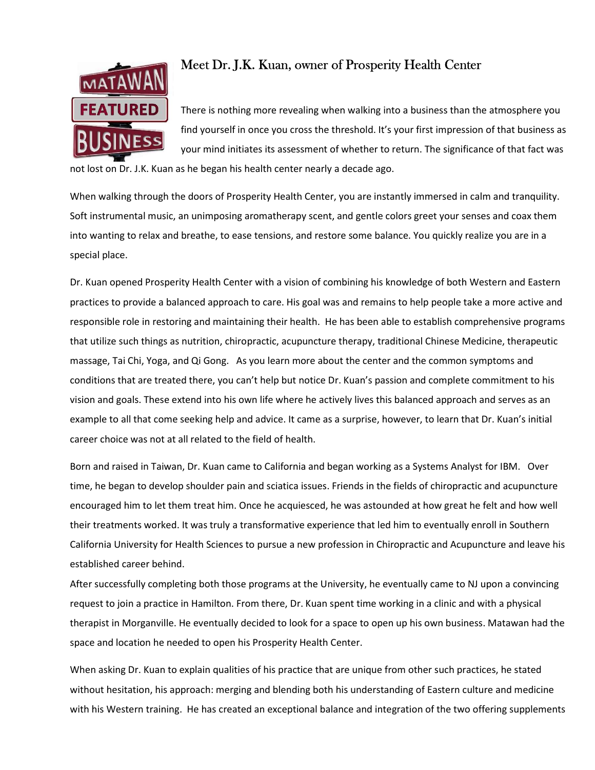# Meet Dr. J.K. Kuan, owner of Prosperity Health Center

MATAWAN FEATURED BUSINESS

There is nothing more revealing when walking into a business than the atmosphere you find yourself in once you cross the threshold. It's your first impression of that business as your mind initiates its assessment of whether to return. The significance of that fact was not lost on Dr. J.K. Kuan as he began his health center nearly a decade ago.

When walking through the doors of Prosperity Health Center, you are instantly immersed in calm and tranquility. Soft instrumental music, an unimposing aromatherapy scent, and gentle colors greet your senses and coax them into wanting to relax and breathe, to ease tensions, and restore some balance. You quickly realize you are in a special place.

Dr. Kuan opened Prosperity Health Center with a vision of combining his knowledge of both Western and Eastern practices to provide a balanced approach to care. His goal was and remains to help people take a more active and responsible role in restoring and maintaining their health. He has been able to establish comprehensive programs that utilize such things as nutrition, chiropractic, acupuncture therapy, traditional Chinese Medicine, therapeutic massage, Tai Chi, Yoga, and Qi Gong. As you learn more about the center and the common symptoms and conditions that are treated there, you can't help but notice Dr. Kuan's passion and complete commitment to his vision and goals. These extend into his own life where he actively lives this balanced approach and serves as an example to all that come seeking help and advice. It came as a surprise, however, to learn that Dr. Kuan's initial career choice was not at all related to the field of health.

Born and raised in Taiwan, Dr. Kuan came to California and began working as a Systems Analyst for IBM. Over time, he began to develop shoulder pain and sciatica issues. Friends in the fields of chiropractic and acupuncture encouraged him to let them treat him. Once he acquiesced, he was astounded at how great he felt and how well their treatments worked. It was truly a transformative experience that led him to eventually enroll in Southern California University for Health Sciences to pursue a new profession in Chiropractic and Acupuncture and leave his established career behind.

After successfully completing both those programs at the University, he eventually came to NJ upon a convincing request to join a practice in Hamilton. From there, Dr. Kuan spent time working in a clinic and with a physical therapist in Morganville. He eventually decided to look for a space to open up his own business. Matawan had the space and location he needed to open his Prosperity Health Center.

When asking Dr. Kuan to explain qualities of his practice that are unique from other such practices, he stated without hesitation, his approach: merging and blending both his understanding of Eastern culture and medicine with his Western training. He has created an exceptional balance and integration of the two offering supplements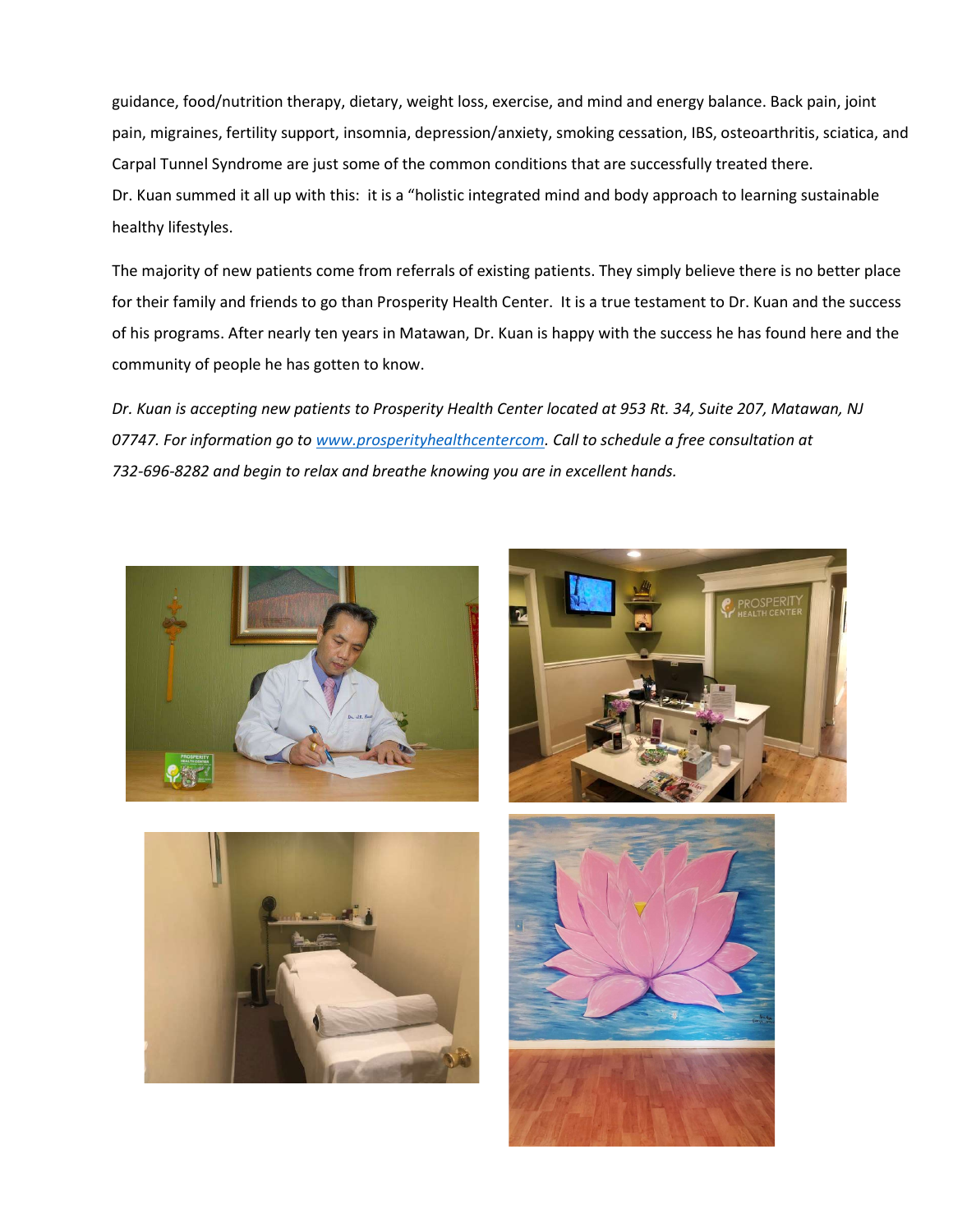guidance, food/nutrition therapy, dietary, weight loss, exercise, and mind and energy balance. Back pain, joint pain, migraines, fertility support, insomnia, depression/anxiety, smoking cessation, IBS, osteoarthritis, sciatica, and Carpal Tunnel Syndrome are just some of the common conditions that are successfully treated there.
Dr. Kuan summed it all up with this: it is a "holistic integrated mind and body approach to learning sustainable healthy lifestyles.

The majority of new patients come from referrals of existing patients. They simply believe there is no better place for their family and friends to go than Prosperity Health Center. It is a true testament to Dr. Kuan and the success of his programs. After nearly ten years in Matawan, Dr. Kuan is happy with the success he has found here and the community of people he has gotten to know.

*Dr. Kuan is accepting new patients to Prosperity Health Center located at 953 Rt. 34, Suite 207, Matawan, NJ 07747. For information go to [www.prosperityhealthcentercom](www.prosperityhealthcentercom). Call to schedule a free consultation at 732-696-8282 and begin to relax and breathe knowing you are in excellent hands.*